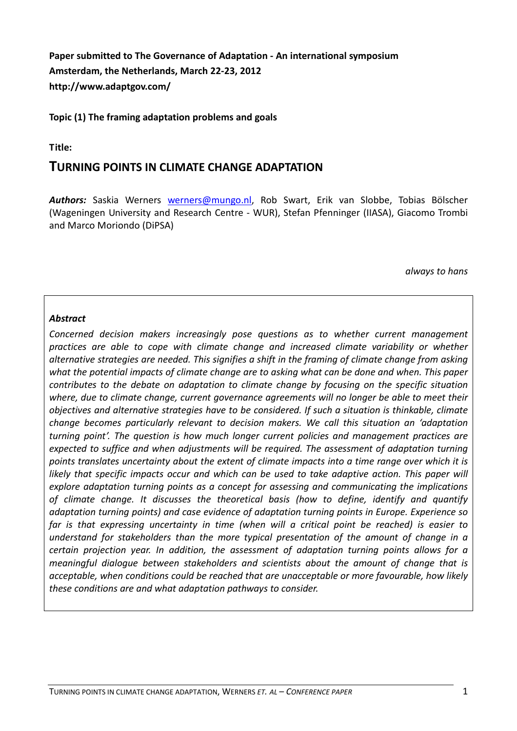**Paper submitted to The Governance of Adaptation - An international symposium**
**Amsterdam, the Netherlands, March 22-23, 2012**
**http://www.adaptgov.com/**

**Topic (1) The framing adaptation problems and goals**

**Title:**

# TURNING POINTS IN CLIMATE CHANGE ADAPTATION

***Authors:*** Saskia Werners werners@mungo.nl, Rob Swart, Erik van Slobbe, Tobias Bölscher (Wageningen University and Research Centre - WUR), Stefan Pfenninger (IIASA), Giacomo Trombi and Marco Moriondo (DiPSA)

*always to hans*

***Abstract***

*Concerned decision makers increasingly pose questions as to whether current management practices are able to cope with climate change and increased climate variability or whether alternative strategies are needed. This signifies a shift in the framing of climate change from asking what the potential impacts of climate change are to asking what can be done and when. This paper contributes to the debate on adaptation to climate change by focusing on the specific situation where, due to climate change, current governance agreements will no longer be able to meet their objectives and alternative strategies have to be considered. If such a situation is thinkable, climate change becomes particularly relevant to decision makers. We call this situation an 'adaptation turning point'. The question is how much longer current policies and management practices are expected to suffice and when adjustments will be required. The assessment of adaptation turning points translates uncertainty about the extent of climate impacts into a time range over which it is likely that specific impacts occur and which can be used to take adaptive action. This paper will explore adaptation turning points as a concept for assessing and communicating the implications of climate change. It discusses the theoretical basis (how to define, identify and quantify adaptation turning points) and case evidence of adaptation turning points in Europe. Experience so far is that expressing uncertainty in time (when will a critical point be reached) is easier to understand for stakeholders than the more typical presentation of the amount of change in a certain projection year. In addition, the assessment of adaptation turning points allows for a meaningful dialogue between stakeholders and scientists about the amount of change that is acceptable, when conditions could be reached that are unacceptable or more favourable, how likely these conditions are and what adaptation pathways to consider.*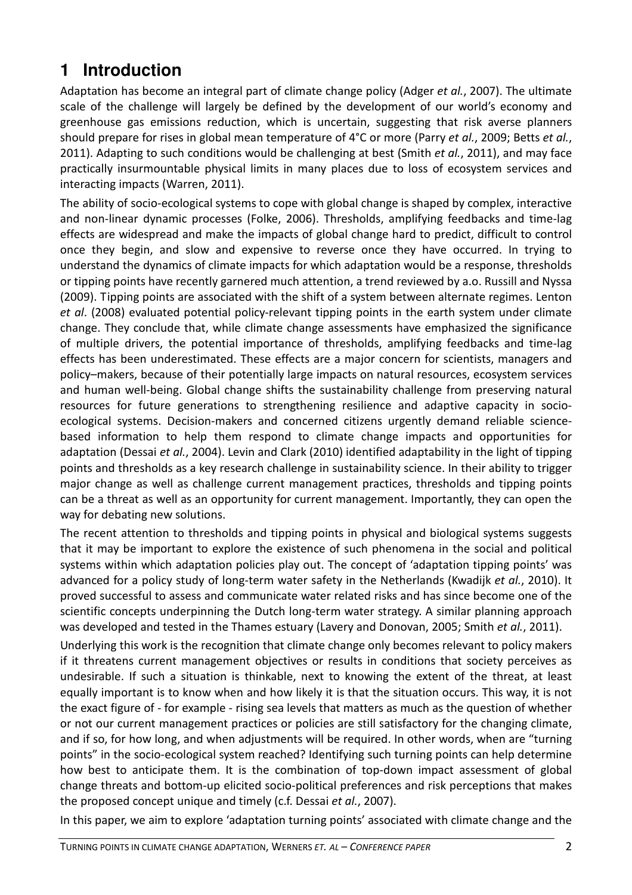# 1 Introduction

Adaptation has become an integral part of climate change policy (Adger *et al.*, 2007). The ultimate scale of the challenge will largely be defined by the development of our world's economy and greenhouse gas emissions reduction, which is uncertain, suggesting that risk averse planners should prepare for rises in global mean temperature of 4°C or more (Parry *et al.*, 2009; Betts *et al.*, 2011). Adapting to such conditions would be challenging at best (Smith *et al.*, 2011), and may face practically insurmountable physical limits in many places due to loss of ecosystem services and interacting impacts (Warren, 2011).

The ability of socio-ecological systems to cope with global change is shaped by complex, interactive and non-linear dynamic processes (Folke, 2006). Thresholds, amplifying feedbacks and time-lag effects are widespread and make the impacts of global change hard to predict, difficult to control once they begin, and slow and expensive to reverse once they have occurred. In trying to understand the dynamics of climate impacts for which adaptation would be a response, thresholds or tipping points have recently garnered much attention, a trend reviewed by a.o. Russill and Nyssa (2009). Tipping points are associated with the shift of a system between alternate regimes. Lenton *et al*. (2008) evaluated potential policy-relevant tipping points in the earth system under climate change. They conclude that, while climate change assessments have emphasized the significance of multiple drivers, the potential importance of thresholds, amplifying feedbacks and time-lag effects has been underestimated. These effects are a major concern for scientists, managers and policy–makers, because of their potentially large impacts on natural resources, ecosystem services and human well-being. Global change shifts the sustainability challenge from preserving natural resources for future generations to strengthening resilience and adaptive capacity in socio-ecological systems. Decision-makers and concerned citizens urgently demand reliable science-based information to help them respond to climate change impacts and opportunities for adaptation (Dessai *et al.*, 2004). Levin and Clark (2010) identified adaptability in the light of tipping points and thresholds as a key research challenge in sustainability science. In their ability to trigger major change as well as challenge current management practices, thresholds and tipping points can be a threat as well as an opportunity for current management. Importantly, they can open the way for debating new solutions.

The recent attention to thresholds and tipping points in physical and biological systems suggests that it may be important to explore the existence of such phenomena in the social and political systems within which adaptation policies play out. The concept of 'adaptation tipping points' was advanced for a policy study of long-term water safety in the Netherlands (Kwadijk *et al.*, 2010). It proved successful to assess and communicate water related risks and has since become one of the scientific concepts underpinning the Dutch long-term water strategy. A similar planning approach was developed and tested in the Thames estuary (Lavery and Donovan, 2005; Smith *et al.*, 2011).

Underlying this work is the recognition that climate change only becomes relevant to policy makers if it threatens current management objectives or results in conditions that society perceives as undesirable. If such a situation is thinkable, next to knowing the extent of the threat, at least equally important is to know when and how likely it is that the situation occurs. This way, it is not the exact figure of - for example - rising sea levels that matters as much as the question of whether or not our current management practices or policies are still satisfactory for the changing climate, and if so, for how long, and when adjustments will be required. In other words, when are "turning points" in the socio-ecological system reached? Identifying such turning points can help determine how best to anticipate them. It is the combination of top-down impact assessment of global change threats and bottom-up elicited socio-political preferences and risk perceptions that makes the proposed concept unique and timely (c.f. Dessai *et al.*, 2007).

In this paper, we aim to explore 'adaptation turning points' associated with climate change and the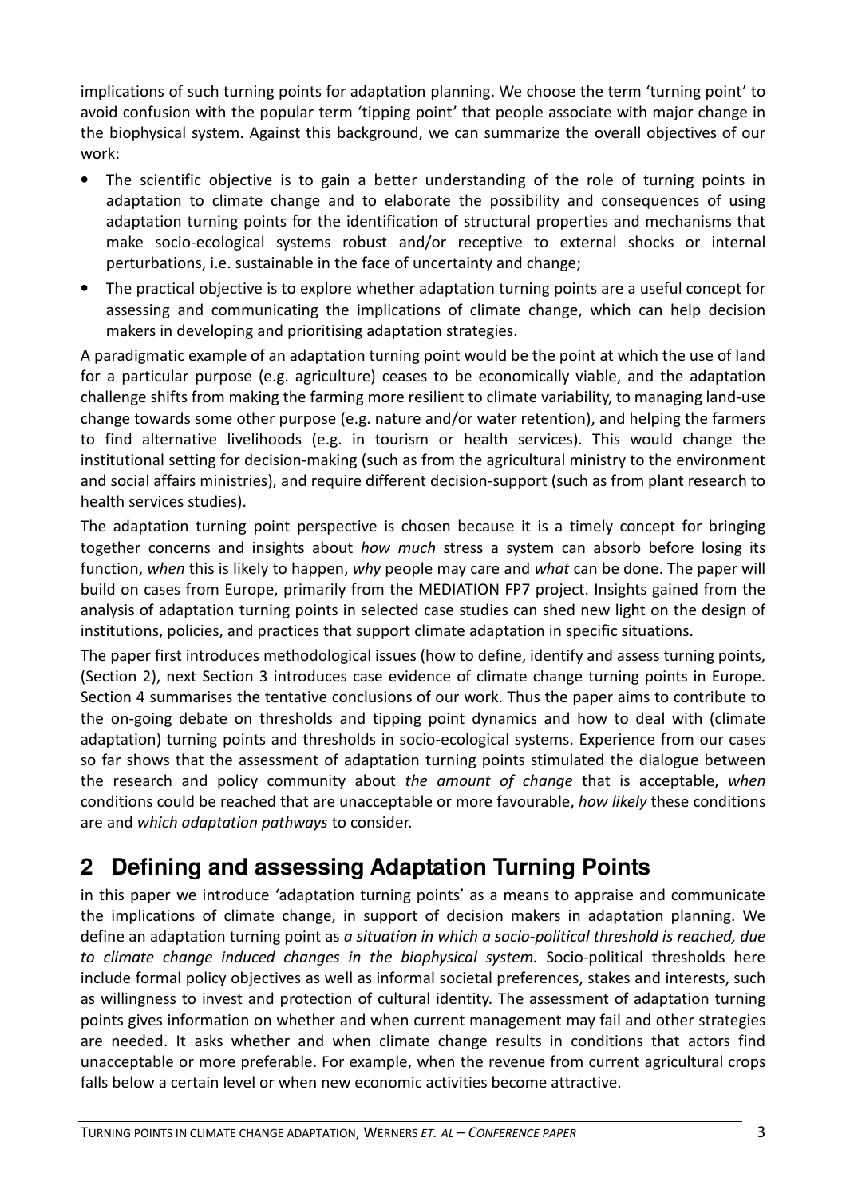implications of such turning points for adaptation planning. We choose the term 'turning point' to avoid confusion with the popular term 'tipping point' that people associate with major change in the biophysical system. Against this background, we can summarize the overall objectives of our work:

- The scientific objective is to gain a better understanding of the role of turning points in adaptation to climate change and to elaborate the possibility and consequences of using adaptation turning points for the identification of structural properties and mechanisms that make socio-ecological systems robust and/or receptive to external shocks or internal perturbations, i.e. sustainable in the face of uncertainty and change;
- The practical objective is to explore whether adaptation turning points are a useful concept for assessing and communicating the implications of climate change, which can help decision makers in developing and prioritising adaptation strategies.

A paradigmatic example of an adaptation turning point would be the point at which the use of land for a particular purpose (e.g. agriculture) ceases to be economically viable, and the adaptation challenge shifts from making the farming more resilient to climate variability, to managing land-use change towards some other purpose (e.g. nature and/or water retention), and helping the farmers to find alternative livelihoods (e.g. in tourism or health services). This would change the institutional setting for decision-making (such as from the agricultural ministry to the environment and social affairs ministries), and require different decision-support (such as from plant research to health services studies).

The adaptation turning point perspective is chosen because it is a timely concept for bringing together concerns and insights about *how much* stress a system can absorb before losing its function, *when* this is likely to happen, *why* people may care and *what* can be done. The paper will build on cases from Europe, primarily from the MEDIATION FP7 project. Insights gained from the analysis of adaptation turning points in selected case studies can shed new light on the design of institutions, policies, and practices that support climate adaptation in specific situations.

The paper first introduces methodological issues (how to define, identify and assess turning points, (Section 2), next Section 3 introduces case evidence of climate change turning points in Europe. Section 4 summarises the tentative conclusions of our work. Thus the paper aims to contribute to the on-going debate on thresholds and tipping point dynamics and how to deal with (climate adaptation) turning points and thresholds in socio-ecological systems. Experience from our cases so far shows that the assessment of adaptation turning points stimulated the dialogue between the research and policy community about *the amount of change* that is acceptable, *when* conditions could be reached that are unacceptable or more favourable, *how likely* these conditions are and *which adaptation pathways* to consider.

## 2 Defining and assessing Adaptation Turning Points

in this paper we introduce 'adaptation turning points' as a means to appraise and communicate the implications of climate change, in support of decision makers in adaptation planning. We define an adaptation turning point as *a situation in which a socio-political threshold is reached, due to climate change induced changes in the biophysical system.* Socio-political thresholds here include formal policy objectives as well as informal societal preferences, stakes and interests, such as willingness to invest and protection of cultural identity. The assessment of adaptation turning points gives information on whether and when current management may fail and other strategies are needed. It asks whether and when climate change results in conditions that actors find unacceptable or more preferable. For example, when the revenue from current agricultural crops falls below a certain level or when new economic activities become attractive.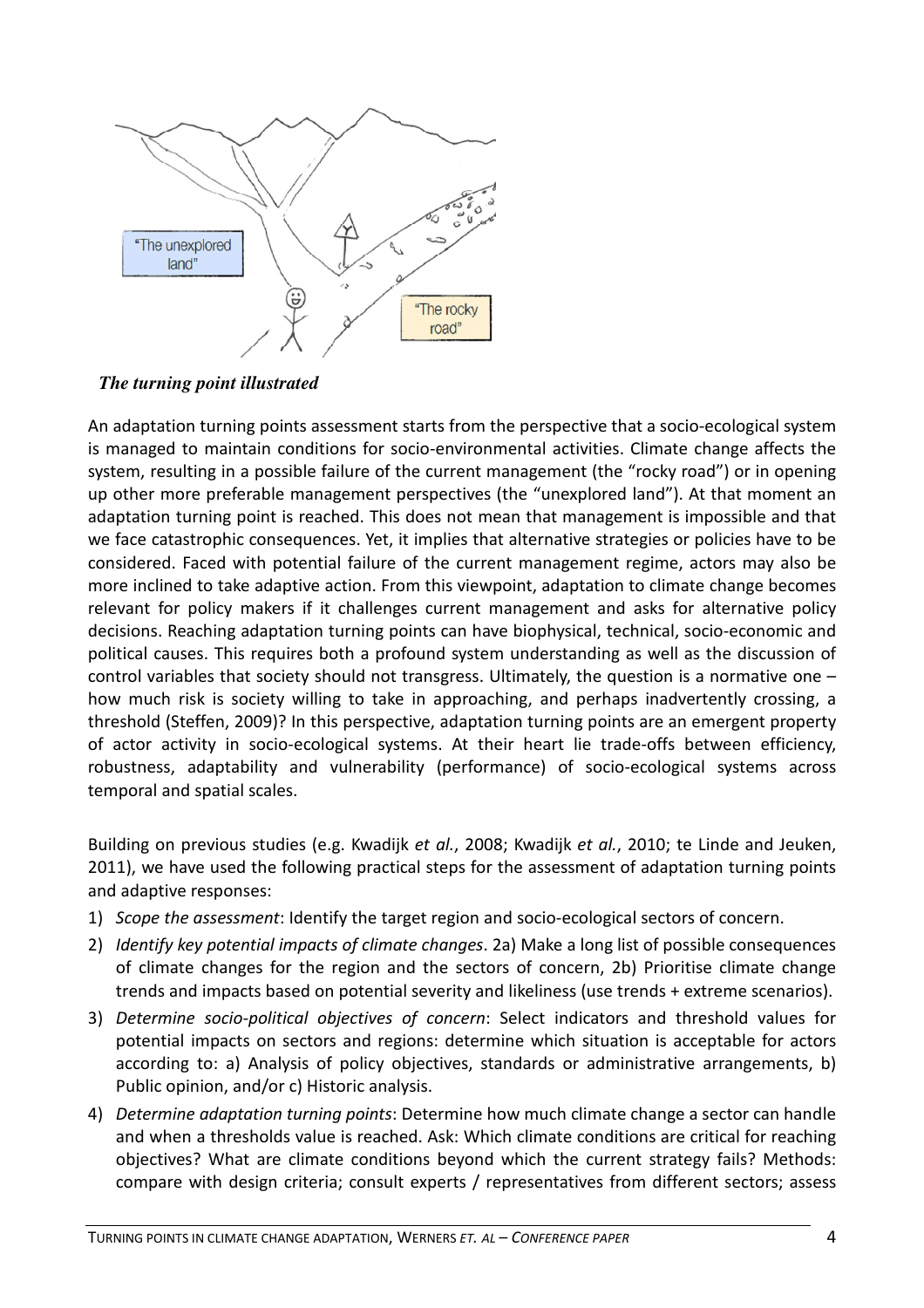*The turning point illustrated*

An adaptation turning points assessment starts from the perspective that a socio-ecological system is managed to maintain conditions for socio-environmental activities. Climate change affects the system, resulting in a possible failure of the current management (the "rocky road") or in opening up other more preferable management perspectives (the "unexplored land"). At that moment an adaptation turning point is reached. This does not mean that management is impossible and that we face catastrophic consequences. Yet, it implies that alternative strategies or policies have to be considered. Faced with potential failure of the current management regime, actors may also be more inclined to take adaptive action. From this viewpoint, adaptation to climate change becomes relevant for policy makers if it challenges current management and asks for alternative policy decisions. Reaching adaptation turning points can have biophysical, technical, socio-economic and political causes. This requires both a profound system understanding as well as the discussion of control variables that society should not transgress. Ultimately, the question is a normative one – how much risk is society willing to take in approaching, and perhaps inadvertently crossing, a threshold (Steffen, 2009)? In this perspective, adaptation turning points are an emergent property of actor activity in socio-ecological systems. At their heart lie trade-offs between efficiency, robustness, adaptability and vulnerability (performance) of socio-ecological systems across temporal and spatial scales.

Building on previous studies (e.g. Kwadijk *et al.*, 2008; Kwadijk *et al.*, 2010; te Linde and Jeuken, 2011), we have used the following practical steps for the assessment of adaptation turning points and adaptive responses:

1) *Scope the assessment*: Identify the target region and socio-ecological sectors of concern.
2) *Identify key potential impacts of climate changes*. 2a) Make a long list of possible consequences of climate changes for the region and the sectors of concern, 2b) Prioritise climate change trends and impacts based on potential severity and likeliness (use trends + extreme scenarios).
3) *Determine socio-political objectives of concern*: Select indicators and threshold values for potential impacts on sectors and regions: determine which situation is acceptable for actors according to: a) Analysis of policy objectives, standards or administrative arrangements, b) Public opinion, and/or c) Historic analysis.
4) *Determine adaptation turning points*: Determine how much climate change a sector can handle and when a thresholds value is reached. Ask: Which climate conditions are critical for reaching objectives? What are climate conditions beyond which the current strategy fails? Methods: compare with design criteria; consult experts / representatives from different sectors; assess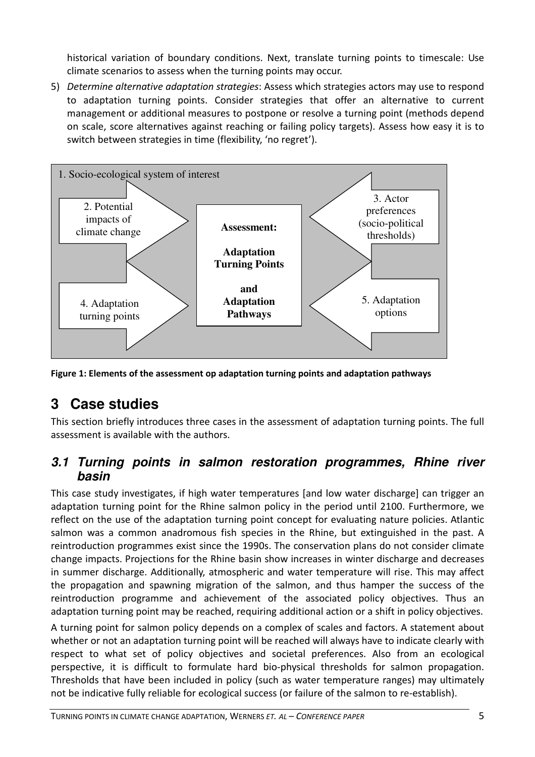historical variation of boundary conditions. Next, translate turning points to timescale: Use climate scenarios to assess when the turning points may occur.

5) *Determine alternative adaptation strategies*: Assess which strategies actors may use to respond to adaptation turning points. Consider strategies that offer an alternative to current management or additional measures to postpone or resolve a turning point (methods depend on scale, score alternatives against reaching or failing policy targets). Assess how easy it is to switch between strategies in time (flexibility, 'no regret').

1. Socio-ecological system of interest

2. Potential impacts of climate change

3. Actor preferences (socio-political thresholds)

**Assessment:**

**Adaptation Turning Points**

**and Adaptation Pathways**

4. Adaptation turning points

5. Adaptation options

**Figure 1: Elements of the assessment op adaptation turning points and adaptation pathways**

# 3 Case studies

This section briefly introduces three cases in the assessment of adaptation turning points. The full assessment is available with the authors.

## *3.1 Turning points in salmon restoration programmes, Rhine river basin*

This case study investigates, if high water temperatures [and low water discharge] can trigger an adaptation turning point for the Rhine salmon policy in the period until 2100. Furthermore, we reflect on the use of the adaptation turning point concept for evaluating nature policies. Atlantic salmon was a common anadromous fish species in the Rhine, but extinguished in the past. A reintroduction programmes exist since the 1990s. The conservation plans do not consider climate change impacts. Projections for the Rhine basin show increases in winter discharge and decreases in summer discharge. Additionally, atmospheric and water temperature will rise. This may affect the propagation and spawning migration of the salmon, and thus hamper the success of the reintroduction programme and achievement of the associated policy objectives. Thus an adaptation turning point may be reached, requiring additional action or a shift in policy objectives.

A turning point for salmon policy depends on a complex of scales and factors. A statement about whether or not an adaptation turning point will be reached will always have to indicate clearly with respect to what set of policy objectives and societal preferences. Also from an ecological perspective, it is difficult to formulate hard bio-physical thresholds for salmon propagation. Thresholds that have been included in policy (such as water temperature ranges) may ultimately not be indicative fully reliable for ecological success (or failure of the salmon to re-establish).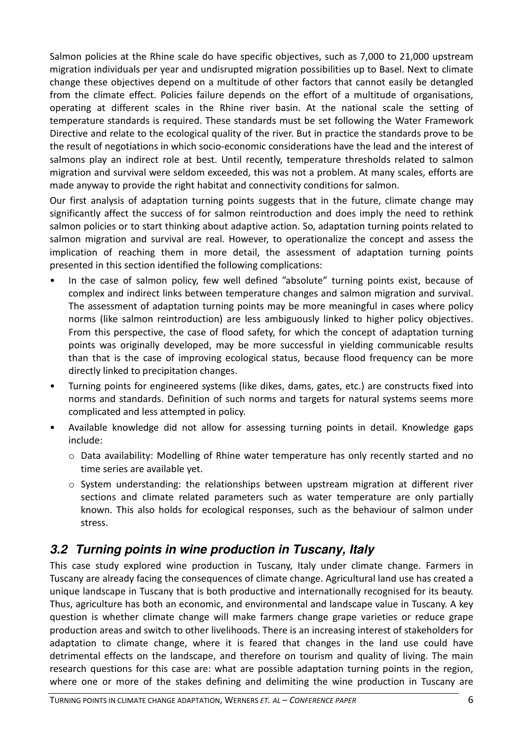Salmon policies at the Rhine scale do have specific objectives, such as 7,000 to 21,000 upstream migration individuals per year and undisrupted migration possibilities up to Basel. Next to climate change these objectives depend on a multitude of other factors that cannot easily be detangled from the climate effect. Policies failure depends on the effort of a multitude of organisations, operating at different scales in the Rhine river basin. At the national scale the setting of temperature standards is required. These standards must be set following the Water Framework Directive and relate to the ecological quality of the river. But in practice the standards prove to be the result of negotiations in which socio-economic considerations have the lead and the interest of salmons play an indirect role at best. Until recently, temperature thresholds related to salmon migration and survival were seldom exceeded, this was not a problem. At many scales, efforts are made anyway to provide the right habitat and connectivity conditions for salmon.

Our first analysis of adaptation turning points suggests that in the future, climate change may significantly affect the success of for salmon reintroduction and does imply the need to rethink salmon policies or to start thinking about adaptive action. So, adaptation turning points related to salmon migration and survival are real. However, to operationalize the concept and assess the implication of reaching them in more detail, the assessment of adaptation turning points presented in this section identified the following complications:

- In the case of salmon policy, few well defined "absolute" turning points exist, because of complex and indirect links between temperature changes and salmon migration and survival. The assessment of adaptation turning points may be more meaningful in cases where policy norms (like salmon reintroduction) are less ambiguously linked to higher policy objectives. From this perspective, the case of flood safety, for which the concept of adaptation turning points was originally developed, may be more successful in yielding communicable results than that is the case of improving ecological status, because flood frequency can be more directly linked to precipitation changes.
- Turning points for engineered systems (like dikes, dams, gates, etc.) are constructs fixed into norms and standards. Definition of such norms and targets for natural systems seems more complicated and less attempted in policy.
- Available knowledge did not allow for assessing turning points in detail. Knowledge gaps include:
  - Data availability: Modelling of Rhine water temperature has only recently started and no time series are available yet.
  - System understanding: the relationships between upstream migration at different river sections and climate related parameters such as water temperature are only partially known. This also holds for ecological responses, such as the behaviour of salmon under stress.

## *3.2 Turning points in wine production in Tuscany, Italy*

This case study explored wine production in Tuscany, Italy under climate change. Farmers in Tuscany are already facing the consequences of climate change. Agricultural land use has created a unique landscape in Tuscany that is both productive and internationally recognised for its beauty. Thus, agriculture has both an economic, and environmental and landscape value in Tuscany. A key question is whether climate change will make farmers change grape varieties or reduce grape production areas and switch to other livelihoods. There is an increasing interest of stakeholders for adaptation to climate change, where it is feared that changes in the land use could have detrimental effects on the landscape, and therefore on tourism and quality of living. The main research questions for this case are: what are possible adaptation turning points in the region, where one or more of the stakes defining and delimiting the wine production in Tuscany are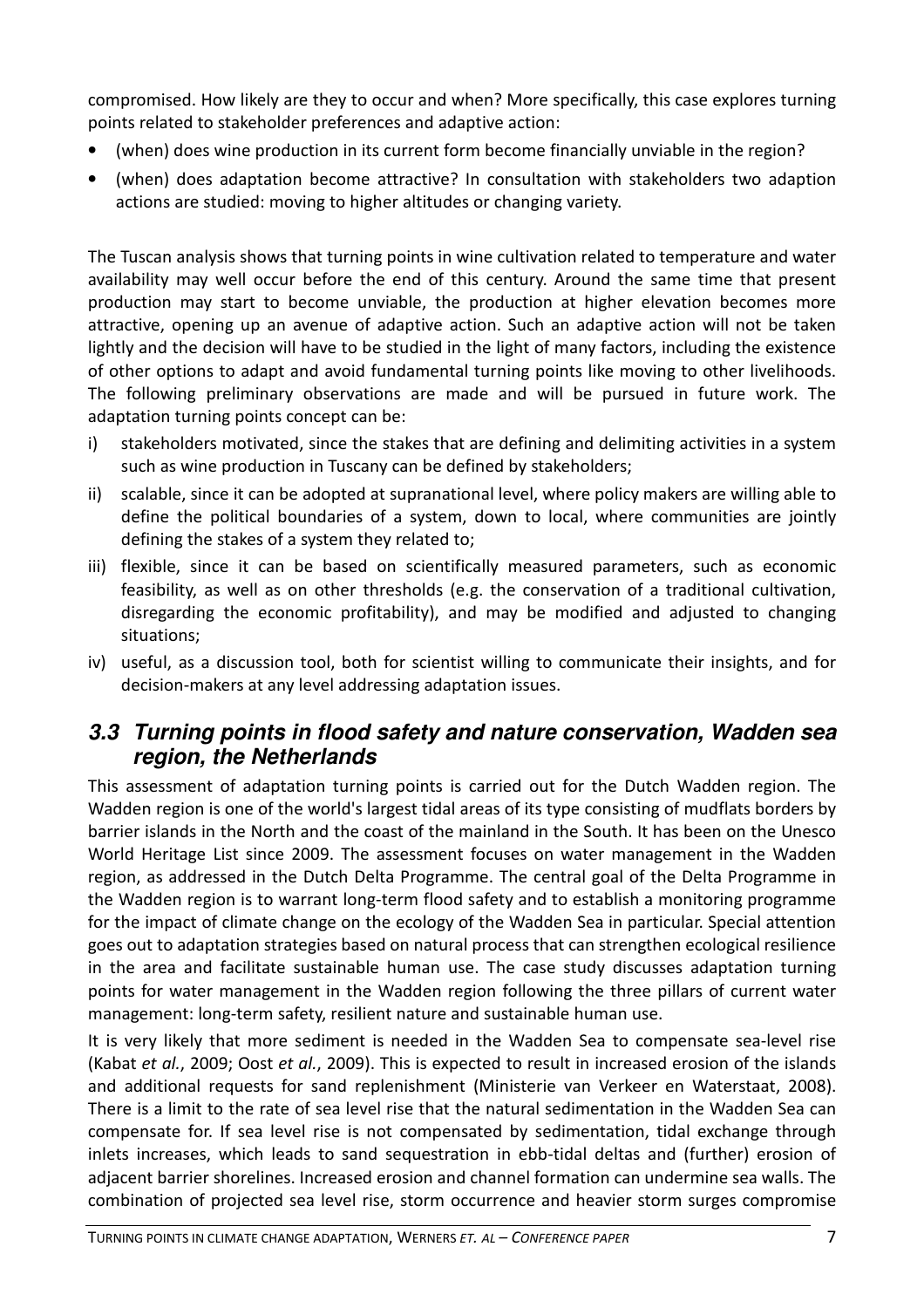compromised. How likely are they to occur and when? More specifically, this case explores turning points related to stakeholder preferences and adaptive action:

- (when) does wine production in its current form become financially unviable in the region?
- (when) does adaptation become attractive? In consultation with stakeholders two adaption actions are studied: moving to higher altitudes or changing variety.

The Tuscan analysis shows that turning points in wine cultivation related to temperature and water availability may well occur before the end of this century. Around the same time that present production may start to become unviable, the production at higher elevation becomes more attractive, opening up an avenue of adaptive action. Such an adaptive action will not be taken lightly and the decision will have to be studied in the light of many factors, including the existence of other options to adapt and avoid fundamental turning points like moving to other livelihoods. The following preliminary observations are made and will be pursued in future work. The adaptation turning points concept can be:

i) stakeholders motivated, since the stakes that are defining and delimiting activities in a system such as wine production in Tuscany can be defined by stakeholders;
ii) scalable, since it can be adopted at supranational level, where policy makers are willing able to define the political boundaries of a system, down to local, where communities are jointly defining the stakes of a system they related to;
iii) flexible, since it can be based on scientifically measured parameters, such as economic feasibility, as well as on other thresholds (e.g. the conservation of a traditional cultivation, disregarding the economic profitability), and may be modified and adjusted to changing situations;
iv) useful, as a discussion tool, both for scientist willing to communicate their insights, and for decision-makers at any level addressing adaptation issues.

## 3.3 Turning points in flood safety and nature conservation, Wadden sea region, the Netherlands

This assessment of adaptation turning points is carried out for the Dutch Wadden region. The Wadden region is one of the world's largest tidal areas of its type consisting of mudflats borders by barrier islands in the North and the coast of the mainland in the South. It has been on the Unesco World Heritage List since 2009. The assessment focuses on water management in the Wadden region, as addressed in the Dutch Delta Programme. The central goal of the Delta Programme in the Wadden region is to warrant long-term flood safety and to establish a monitoring programme for the impact of climate change on the ecology of the Wadden Sea in particular. Special attention goes out to adaptation strategies based on natural process that can strengthen ecological resilience in the area and facilitate sustainable human use. The case study discusses adaptation turning points for water management in the Wadden region following the three pillars of current water management: long-term safety, resilient nature and sustainable human use.

It is very likely that more sediment is needed in the Wadden Sea to compensate sea-level rise (Kabat *et al.*, 2009; Oost *et al.*, 2009). This is expected to result in increased erosion of the islands and additional requests for sand replenishment (Ministerie van Verkeer en Waterstaat, 2008). There is a limit to the rate of sea level rise that the natural sedimentation in the Wadden Sea can compensate for. If sea level rise is not compensated by sedimentation, tidal exchange through inlets increases, which leads to sand sequestration in ebb-tidal deltas and (further) erosion of adjacent barrier shorelines. Increased erosion and channel formation can undermine sea walls. The combination of projected sea level rise, storm occurrence and heavier storm surges compromise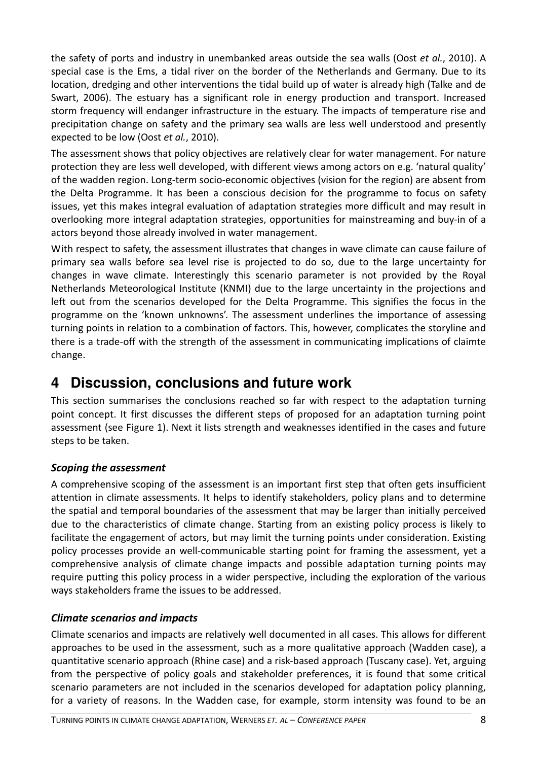the safety of ports and industry in unembanked areas outside the sea walls (Oost *et al.*, 2010). A special case is the Ems, a tidal river on the border of the Netherlands and Germany. Due to its location, dredging and other interventions the tidal build up of water is already high (Talke and de Swart, 2006). The estuary has a significant role in energy production and transport. Increased storm frequency will endanger infrastructure in the estuary. The impacts of temperature rise and precipitation change on safety and the primary sea walls are less well understood and presently expected to be low (Oost *et al.*, 2010).

The assessment shows that policy objectives are relatively clear for water management. For nature protection they are less well developed, with different views among actors on e.g. 'natural quality' of the wadden region. Long-term socio-economic objectives (vision for the region) are absent from the Delta Programme. It has been a conscious decision for the programme to focus on safety issues, yet this makes integral evaluation of adaptation strategies more difficult and may result in overlooking more integral adaptation strategies, opportunities for mainstreaming and buy-in of a actors beyond those already involved in water management.

With respect to safety, the assessment illustrates that changes in wave climate can cause failure of primary sea walls before sea level rise is projected to do so, due to the large uncertainty for changes in wave climate. Interestingly this scenario parameter is not provided by the Royal Netherlands Meteorological Institute (KNMI) due to the large uncertainty in the projections and left out from the scenarios developed for the Delta Programme. This signifies the focus in the programme on the 'known unknowns'. The assessment underlines the importance of assessing turning points in relation to a combination of factors. This, however, complicates the storyline and there is a trade-off with the strength of the assessment in communicating implications of claimte change.

## 4 Discussion, conclusions and future work

This section summarises the conclusions reached so far with respect to the adaptation turning point concept. It first discusses the different steps of proposed for an adaptation turning point assessment (see Figure 1). Next it lists strength and weaknesses identified in the cases and future steps to be taken.

### *Scoping the assessment*

A comprehensive scoping of the assessment is an important first step that often gets insufficient attention in climate assessments. It helps to identify stakeholders, policy plans and to determine the spatial and temporal boundaries of the assessment that may be larger than initially perceived due to the characteristics of climate change. Starting from an existing policy process is likely to facilitate the engagement of actors, but may limit the turning points under consideration. Existing policy processes provide an well-communicable starting point for framing the assessment, yet a comprehensive analysis of climate change impacts and possible adaptation turning points may require putting this policy process in a wider perspective, including the exploration of the various ways stakeholders frame the issues to be addressed.

### *Climate scenarios and impacts*

Climate scenarios and impacts are relatively well documented in all cases. This allows for different approaches to be used in the assessment, such as a more qualitative approach (Wadden case), a quantitative scenario approach (Rhine case) and a risk-based approach (Tuscany case). Yet, arguing from the perspective of policy goals and stakeholder preferences, it is found that some critical scenario parameters are not included in the scenarios developed for adaptation policy planning, for a variety of reasons. In the Wadden case, for example, storm intensity was found to be an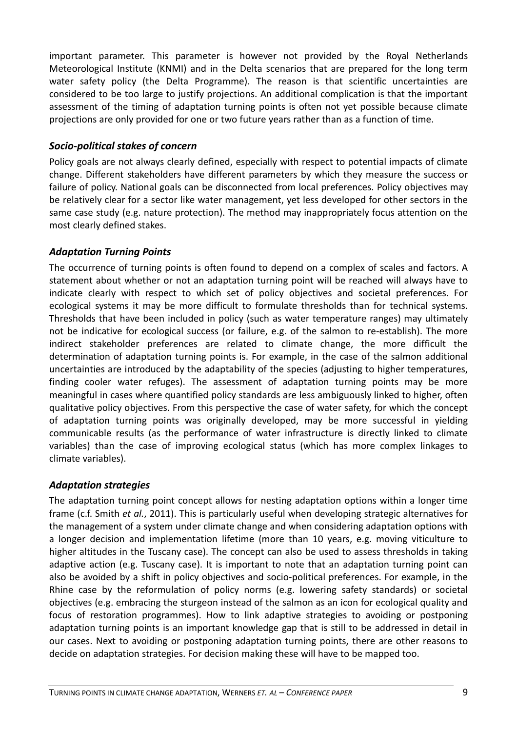important parameter. This parameter is however not provided by the Royal Netherlands Meteorological Institute (KNMI) and in the Delta scenarios that are prepared for the long term water safety policy (the Delta Programme). The reason is that scientific uncertainties are considered to be too large to justify projections. An additional complication is that the important assessment of the timing of adaptation turning points is often not yet possible because climate projections are only provided for one or two future years rather than as a function of time.

### *Socio-political stakes of concern*

Policy goals are not always clearly defined, especially with respect to potential impacts of climate change. Different stakeholders have different parameters by which they measure the success or failure of policy. National goals can be disconnected from local preferences. Policy objectives may be relatively clear for a sector like water management, yet less developed for other sectors in the same case study (e.g. nature protection). The method may inappropriately focus attention on the most clearly defined stakes.

### *Adaptation Turning Points*

The occurrence of turning points is often found to depend on a complex of scales and factors. A statement about whether or not an adaptation turning point will be reached will always have to indicate clearly with respect to which set of policy objectives and societal preferences. For ecological systems it may be more difficult to formulate thresholds than for technical systems. Thresholds that have been included in policy (such as water temperature ranges) may ultimately not be indicative for ecological success (or failure, e.g. of the salmon to re-establish). The more indirect stakeholder preferences are related to climate change, the more difficult the determination of adaptation turning points is. For example, in the case of the salmon additional uncertainties are introduced by the adaptability of the species (adjusting to higher temperatures, finding cooler water refuges). The assessment of adaptation turning points may be more meaningful in cases where quantified policy standards are less ambiguously linked to higher, often qualitative policy objectives. From this perspective the case of water safety, for which the concept of adaptation turning points was originally developed, may be more successful in yielding communicable results (as the performance of water infrastructure is directly linked to climate variables) than the case of improving ecological status (which has more complex linkages to climate variables).

### *Adaptation strategies*

The adaptation turning point concept allows for nesting adaptation options within a longer time frame (c.f. Smith *et al.*, 2011). This is particularly useful when developing strategic alternatives for the management of a system under climate change and when considering adaptation options with a longer decision and implementation lifetime (more than 10 years, e.g. moving viticulture to higher altitudes in the Tuscany case). The concept can also be used to assess thresholds in taking adaptive action (e.g. Tuscany case). It is important to note that an adaptation turning point can also be avoided by a shift in policy objectives and socio-political preferences. For example, in the Rhine case by the reformulation of policy norms (e.g. lowering safety standards) or societal objectives (e.g. embracing the sturgeon instead of the salmon as an icon for ecological quality and focus of restoration programmes). How to link adaptive strategies to avoiding or postponing adaptation turning points is an important knowledge gap that is still to be addressed in detail in our cases. Next to avoiding or postponing adaptation turning points, there are other reasons to decide on adaptation strategies. For decision making these will have to be mapped too.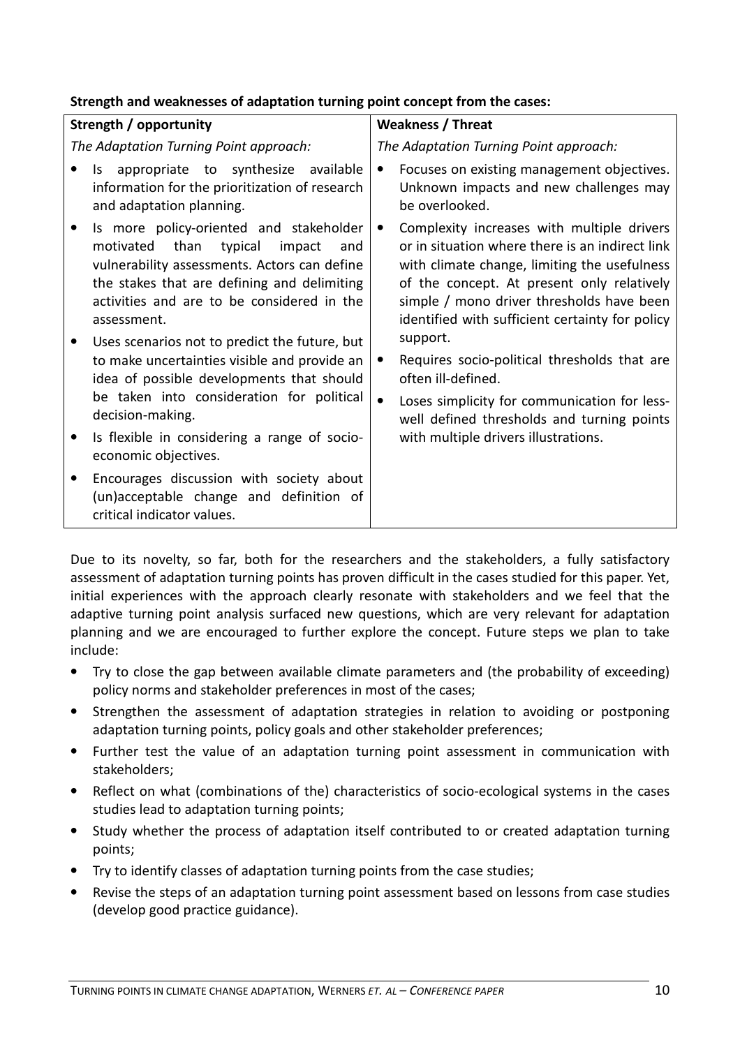**Strength and weaknesses of adaptation turning point concept from the cases:**

| Strength / opportunity | Weakness / Threat |
| --- | --- |
| *The Adaptation Turning Point approach:* | *The Adaptation Turning Point approach:* |
| • Is appropriate to synthesize available information for the prioritization of research and adaptation planning.<br>• Is more policy-oriented and stakeholder motivated than typical impact and vulnerability assessments. Actors can define the stakes that are defining and delimiting activities and are to be considered in the assessment.<br>• Uses scenarios not to predict the future, but to make uncertainties visible and provide an idea of possible developments that should be taken into consideration for political decision-making.<br>• Is flexible in considering a range of socio-economic objectives.<br>• Encourages discussion with society about (un)acceptable change and definition of critical indicator values. | • Focuses on existing management objectives. Unknown impacts and new challenges may be overlooked.<br>• Complexity increases with multiple drivers or in situation where there is an indirect link with climate change, limiting the usefulness of the concept. At present only relatively simple / mono driver thresholds have been identified with sufficient certainty for policy support.<br>• Requires socio-political thresholds that are often ill-defined.<br>• Loses simplicity for communication for less-well defined thresholds and turning points with multiple drivers illustrations. |

Due to its novelty, so far, both for the researchers and the stakeholders, a fully satisfactory assessment of adaptation turning points has proven difficult in the cases studied for this paper. Yet, initial experiences with the approach clearly resonate with stakeholders and we feel that the adaptive turning point analysis surfaced new questions, which are very relevant for adaptation planning and we are encouraged to further explore the concept. Future steps we plan to take include:

- Try to close the gap between available climate parameters and (the probability of exceeding) policy norms and stakeholder preferences in most of the cases;
- Strengthen the assessment of adaptation strategies in relation to avoiding or postponing adaptation turning points, policy goals and other stakeholder preferences;
- Further test the value of an adaptation turning point assessment in communication with stakeholders;
- Reflect on what (combinations of the) characteristics of socio-ecological systems in the cases studies lead to adaptation turning points;
- Study whether the process of adaptation itself contributed to or created adaptation turning points;
- Try to identify classes of adaptation turning points from the case studies;
- Revise the steps of an adaptation turning point assessment based on lessons from case studies (develop good practice guidance).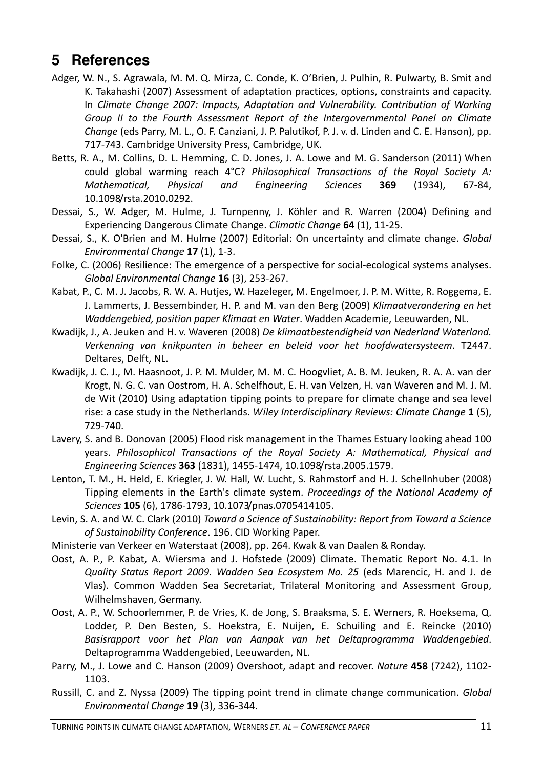# 5 References

Adger, W. N., S. Agrawala, M. M. Q. Mirza, C. Conde, K. O'Brien, J. Pulhin, R. Pulwarty, B. Smit and K. Takahashi (2007) Assessment of adaptation practices, options, constraints and capacity. In *Climate Change 2007: Impacts, Adaptation and Vulnerability. Contribution of Working Group II to the Fourth Assessment Report of the Intergovernmental Panel on Climate Change* (eds Parry, M. L., O. F. Canziani, J. P. Palutikof, P. J. v. d. Linden and C. E. Hanson), pp. 717-743. Cambridge University Press, Cambridge, UK.

Betts, R. A., M. Collins, D. L. Hemming, C. D. Jones, J. A. Lowe and M. G. Sanderson (2011) When could global warming reach 4°C? *Philosophical Transactions of the Royal Society A: Mathematical, Physical and Engineering Sciences* **369** (1934), 67-84, 10.1098/rsta.2010.0292.

Dessai, S., W. Adger, M. Hulme, J. Turnpenny, J. Köhler and R. Warren (2004) Defining and Experiencing Dangerous Climate Change. *Climatic Change* **64** (1), 11-25.

Dessai, S., K. O'Brien and M. Hulme (2007) Editorial: On uncertainty and climate change. *Global Environmental Change* **17** (1), 1-3.

Folke, C. (2006) Resilience: The emergence of a perspective for social-ecological systems analyses. *Global Environmental Change* **16** (3), 253-267.

Kabat, P., C. M. J. Jacobs, R. W. A. Hutjes, W. Hazeleger, M. Engelmoer, J. P. M. Witte, R. Roggema, E. J. Lammerts, J. Bessembinder, H. P. and M. van den Berg (2009) *Klimaatverandering en het Waddengebied, position paper Klimaat en Water*. Wadden Academie, Leeuwarden, NL.

Kwadijk, J., A. Jeuken and H. v. Waveren (2008) *De klimaatbestendigheid van Nederland Waterland. Verkenning van knikpunten in beheer en beleid voor het hoofdwatersysteem*. T2447. Deltares, Delft, NL.

Kwadijk, J. C. J., M. Haasnoot, J. P. M. Mulder, M. M. C. Hoogvliet, A. B. M. Jeuken, R. A. A. van der Krogt, N. G. C. van Oostrom, H. A. Schelfhout, E. H. van Velzen, H. van Waveren and M. J. M. de Wit (2010) Using adaptation tipping points to prepare for climate change and sea level rise: a case study in the Netherlands. *Wiley Interdisciplinary Reviews: Climate Change* **1** (5), 729-740.

Lavery, S. and B. Donovan (2005) Flood risk management in the Thames Estuary looking ahead 100 years. *Philosophical Transactions of the Royal Society A: Mathematical, Physical and Engineering Sciences* **363** (1831), 1455-1474, 10.1098/rsta.2005.1579.

Lenton, T. M., H. Held, E. Kriegler, J. W. Hall, W. Lucht, S. Rahmstorf and H. J. Schellnhuber (2008) Tipping elements in the Earth's climate system. *Proceedings of the National Academy of Sciences* **105** (6), 1786-1793, 10.1073/pnas.0705414105.

Levin, S. A. and W. C. Clark (2010) *Toward a Science of Sustainability: Report from Toward a Science of Sustainability Conference*. 196. CID Working Paper.

Ministerie van Verkeer en Waterstaat (2008), pp. 264. Kwak & van Daalen & Ronday.

Oost, A. P., P. Kabat, A. Wiersma and J. Hofstede (2009) Climate. Thematic Report No. 4.1. In *Quality Status Report 2009. Wadden Sea Ecosystem No. 25* (eds Marencic, H. and J. de Vlas). Common Wadden Sea Secretariat, Trilateral Monitoring and Assessment Group, Wilhelmshaven, Germany.

Oost, A. P., W. Schoorlemmer, P. de Vries, K. de Jong, S. Braaksma, S. E. Werners, R. Hoeksema, Q. Lodder, P. Den Besten, S. Hoekstra, E. Nuijen, E. Schuiling and E. Reincke (2010) *Basisrapport voor het Plan van Aanpak van het Deltaprogramma Waddengebied*. Deltaprogramma Waddengebied, Leeuwarden, NL.

Parry, M., J. Lowe and C. Hanson (2009) Overshoot, adapt and recover. *Nature* **458** (7242), 1102-1103.

Russill, C. and Z. Nyssa (2009) The tipping point trend in climate change communication. *Global Environmental Change* **19** (3), 336-344.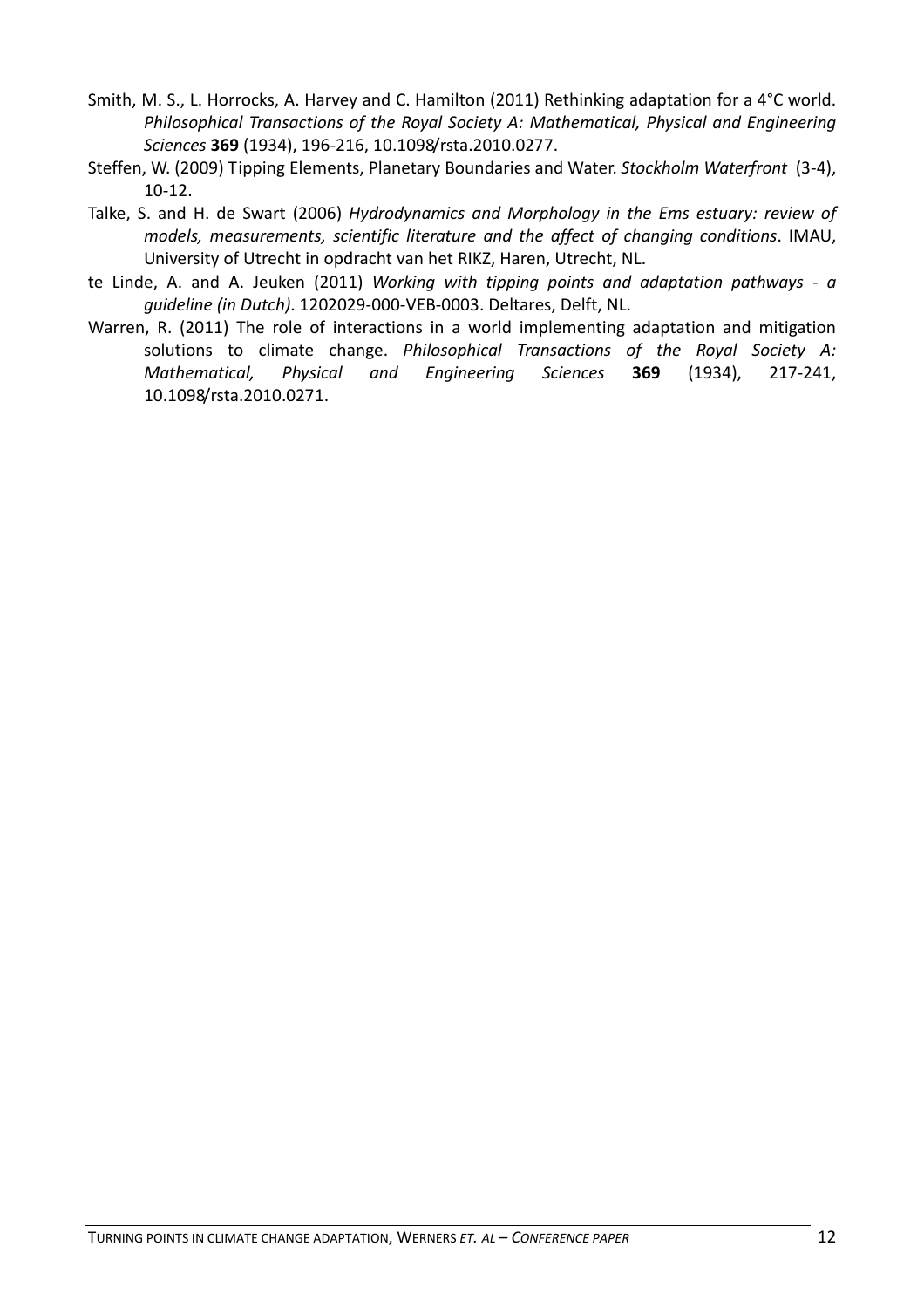Smith, M. S., L. Horrocks, A. Harvey and C. Hamilton (2011) Rethinking adaptation for a 4°C world. *Philosophical Transactions of the Royal Society A: Mathematical, Physical and Engineering Sciences* **369** (1934), 196-216, 10.1098/rsta.2010.0277.

Steffen, W. (2009) Tipping Elements, Planetary Boundaries and Water. *Stockholm Waterfront* (3-4), 10-12.

Talke, S. and H. de Swart (2006) *Hydrodynamics and Morphology in the Ems estuary: review of models, measurements, scientific literature and the affect of changing conditions*. IMAU, University of Utrecht in opdracht van het RIKZ, Haren, Utrecht, NL.

te Linde, A. and A. Jeuken (2011) *Working with tipping points and adaptation pathways - a guideline (in Dutch)*. 1202029-000-VEB-0003. Deltares, Delft, NL.

Warren, R. (2011) The role of interactions in a world implementing adaptation and mitigation solutions to climate change. *Philosophical Transactions of the Royal Society A: Mathematical, Physical and Engineering Sciences* **369** (1934), 217-241, 10.1098/rsta.2010.0271.